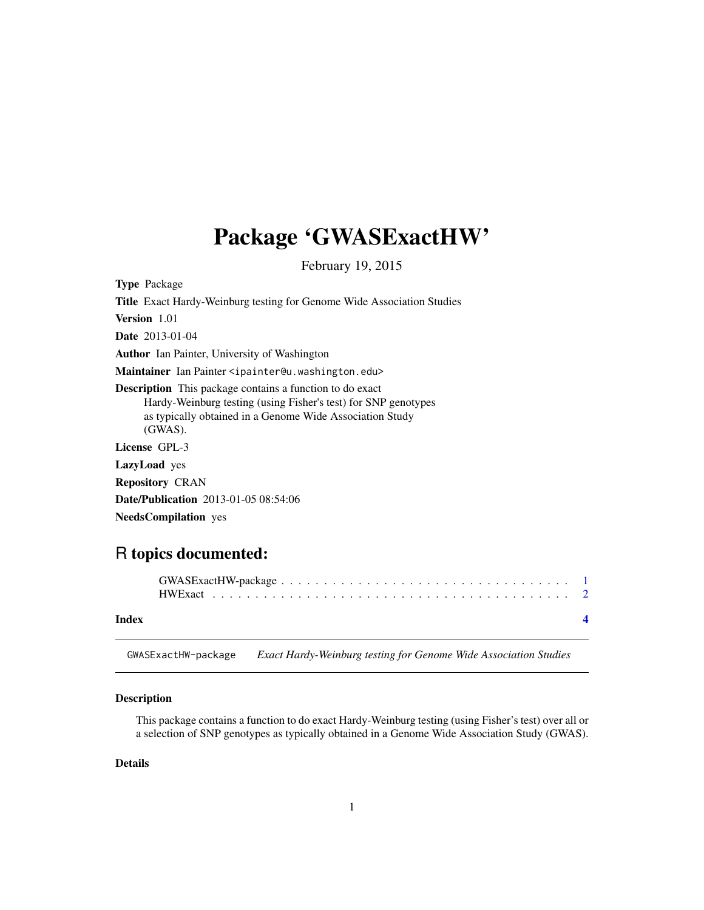# Package 'GWASExactHW'

February 19, 2015

**Type** Package

**Title** Exact Hardy-Weinburg testing for Genome Wide Association Studies

**Version** 1.01

**Date** 2013-01-04

**Author** Ian Painter, University of Washington

**Maintainer** Ian Painter <ipainter@u.washington.edu>

**Description** This package contains a function to do exact Hardy-Weinburg testing (using Fisher's test) for SNP genotypes as typically obtained in a Genome Wide Association Study (GWAS).

**License** GPL-3

**LazyLoad** yes

**Repository** CRAN

**Date/Publication** 2013-01-05 08:54:06

**NeedsCompilation** yes

## R topics documented:

GWASExactHW-package . . . . . . . . . . . . . . . . . . . . . . . . . . . . . . . . . 1
HWExact . . . . . . . . . . . . . . . . . . . . . . . . . . . . . . . . . . . . . . . . 2

**Index** **4**

---

GWASExactHW-package *Exact Hardy-Weinburg testing for Genome Wide Association Studies*

---

### Description

This package contains a function to do exact Hardy-Weinburg testing (using Fisher's test) over all or a selection of SNP genotypes as typically obtained in a Genome Wide Association Study (GWAS).

### Details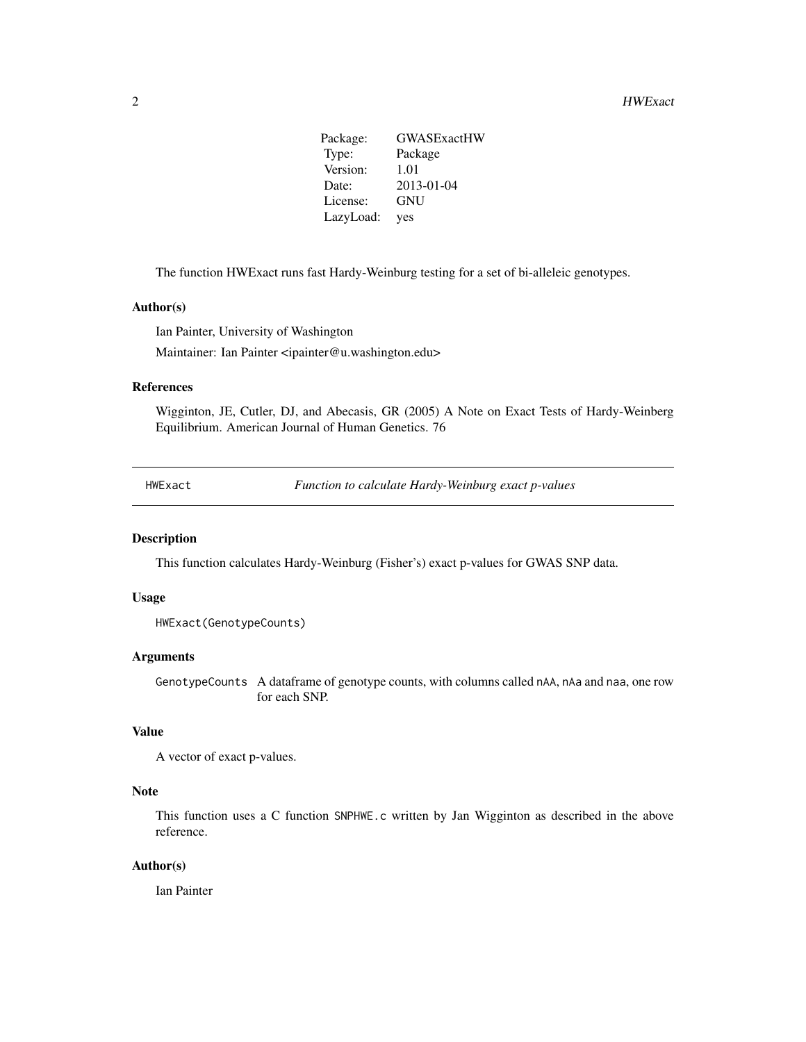| | |
|---|---|
| Package: | GWASExactHW |
| Type: | Package |
| Version: | 1.01 |
| Date: | 2013-01-04 |
| License: | GNU |
| LazyLoad: | yes |

The function HWExact runs fast Hardy-Weinburg testing for a set of bi-alleleic genotypes.

### Author(s)

Ian Painter, University of Washington

Maintainer: Ian Painter <ipainter@u.washington.edu>

### References

Wigginton, JE, Cutler, DJ, and Abecasis, GR (2005) A Note on Exact Tests of Hardy-Weinberg Equilibrium. American Journal of Human Genetics. 76

---

## HWExact *Function to calculate Hardy-Weinburg exact p-values*

---

### Description

This function calculates Hardy-Weinburg (Fisher's) exact p-values for GWAS SNP data.

### Usage

```
HWExact(GenotypeCounts)
```

### Arguments

| | |
|---|---|
| GenotypeCounts | A dataframe of genotype counts, with columns called nAA, nAa and naa, one row for each SNP. |

### Value

A vector of exact p-values.

### Note

This function uses a C function SNPHWE.c written by Jan Wigginton as described in the above reference.

### Author(s)

Ian Painter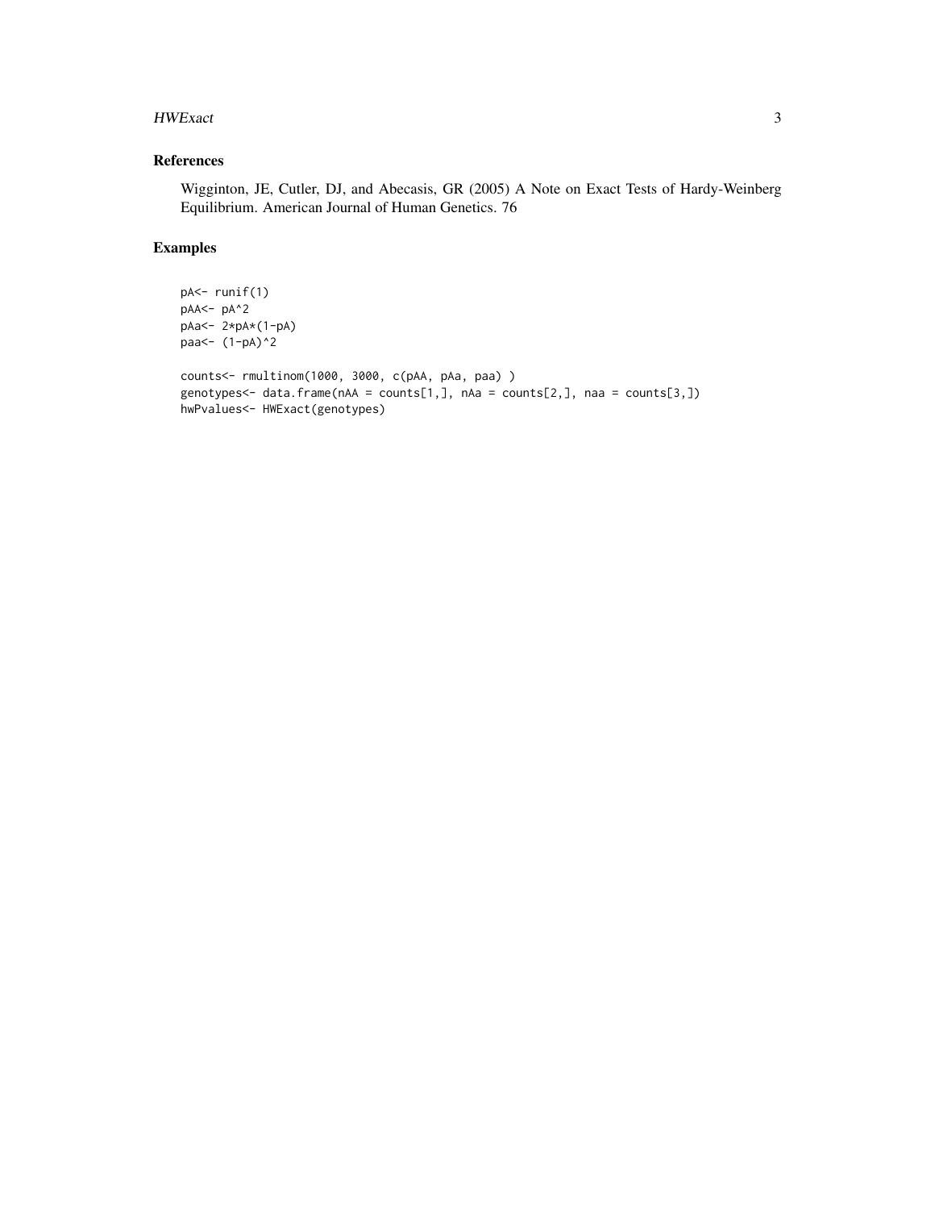## References

Wigginton, JE, Cutler, DJ, and Abecasis, GR (2005) A Note on Exact Tests of Hardy-Weinberg Equilibrium. American Journal of Human Genetics. 76

## Examples

```
pA<- runif(1)
pAA<- pA^2
pAa<- 2*pA*(1-pA)
paa<- (1-pA)^2

counts<- rmultinom(1000, 3000, c(pAA, pAa, paa) )
genotypes<- data.frame(nAA = counts[1,], nAa = counts[2,], naa = counts[3,])
hwPvalues<- HWExact(genotypes)
```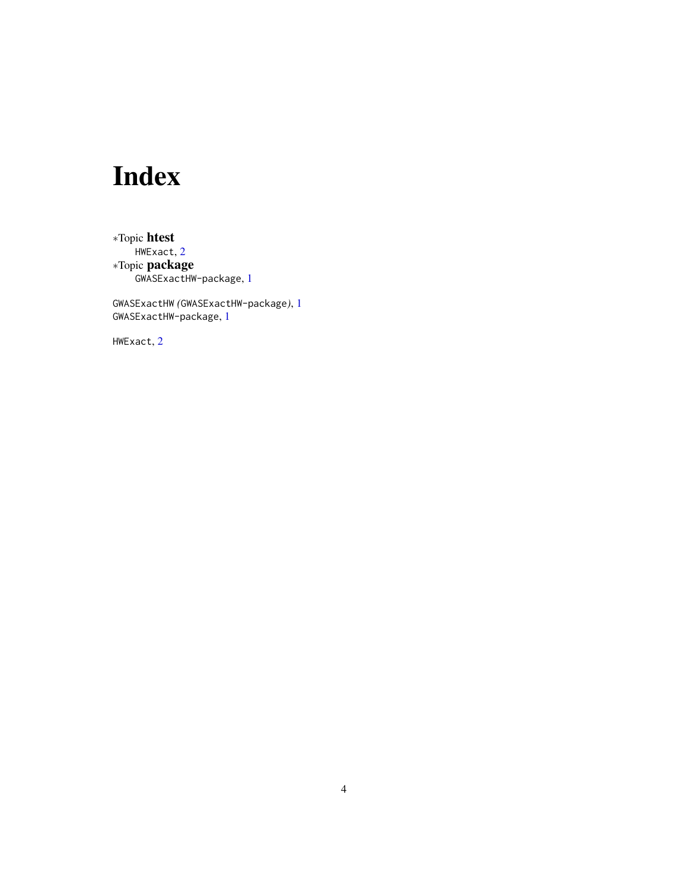# Index

∗Topic **htest**

  HWExact, 2

∗Topic **package**

  GWASExactHW-package, 1

GWASExactHW *(*GWASExactHW-package*)*, 1

GWASExactHW-package, 1

HWExact, 2